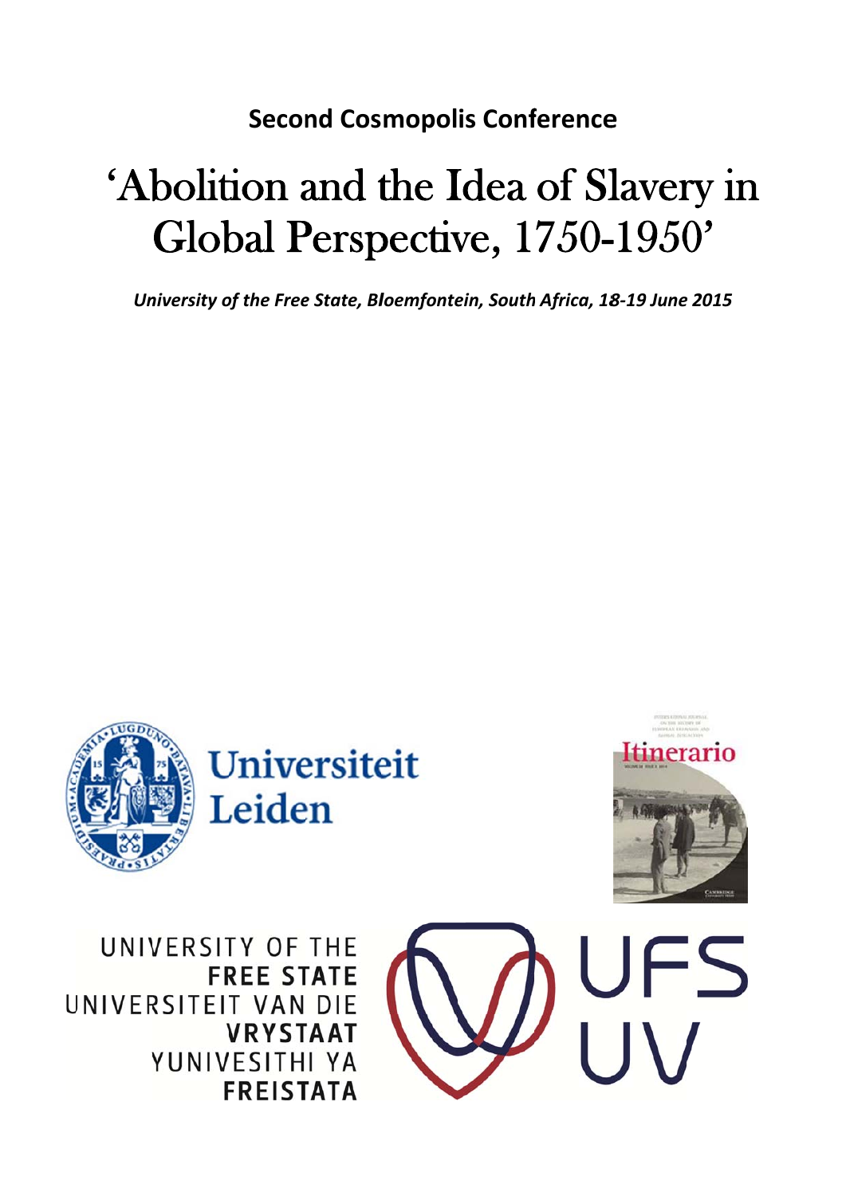**Second Cosmopolis Conference**

# 'Abolition and the Idea of Slavery in Global Perspective, 1750-1950'

***University of the Free State, Bloemfontein, South Africa, 18-19 June 2015***

Universiteit Leiden

Itinerario

UNIVERSITY OF THE
**FREE STATE**
UNIVERSITEIT VAN DIE
**VRYSTAAT**
YUNIVESITHI YA
**FREISTATA**

UFS
UV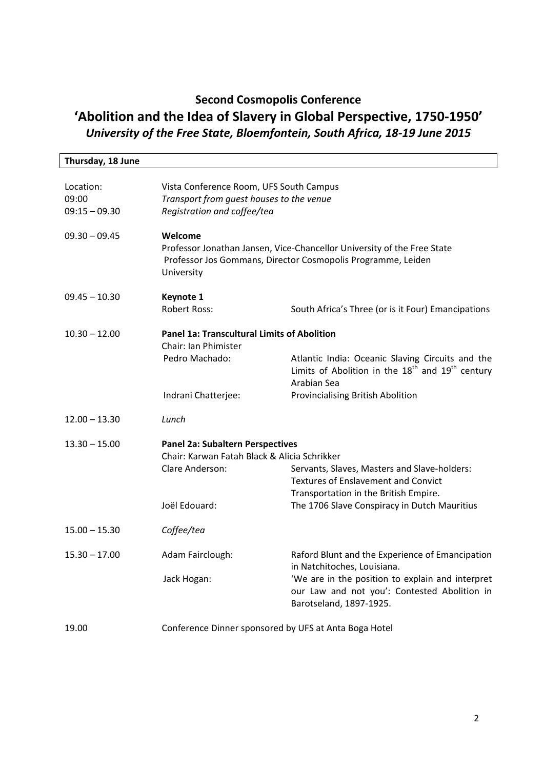## Second Cosmopolis Conference

# 'Abolition and the Idea of Slavery in Global Perspective, 1750-1950'

### *University of the Free State, Bloemfontein, South Africa, 18-19 June 2015*

**Thursday, 18 June**

| | | |
|---|---|---|
| Location: | Vista Conference Room, UFS South Campus | |
| 09:00 | *Transport from guest houses to the venue* | |
| 09:15 – 09.30 | *Registration and coffee/tea* | |
| 09.30 – 09.45 | **Welcome**<br>Professor Jonathan Jansen, Vice-Chancellor University of the Free State<br>Professor Jos Gommans, Director Cosmopolis Programme, Leiden University | |
| 09.45 – 10.30 | **Keynote 1** | |
| | Robert Ross: | South Africa's Three (or is it Four) Emancipations |
| 10.30 – 12.00 | **Panel 1a: Transcultural Limits of Abolition** | |
| | Chair: Ian Phimister | |
| | Pedro Machado: | Atlantic India: Oceanic Slaving Circuits and the Limits of Abolition in the 18th and 19th century Arabian Sea |
| | Indrani Chatterjee: | Provincialising British Abolition |
| 12.00 – 13.30 | *Lunch* | |
| 13.30 – 15.00 | **Panel 2a: Subaltern Perspectives** | |
| | Chair: Karwan Fatah Black & Alicia Schrikker | |
| | Clare Anderson: | Servants, Slaves, Masters and Slave-holders: Textures of Enslavement and Convict Transportation in the British Empire. |
| | Joël Edouard: | The 1706 Slave Conspiracy in Dutch Mauritius |
| 15.00 – 15.30 | *Coffee/tea* | |
| 15.30 – 17.00 | Adam Fairclough: | Raford Blunt and the Experience of Emancipation in Natchitoches, Louisiana. |
| | Jack Hogan: | 'We are in the position to explain and interpret our Law and not you': Contested Abolition in Barotseland, 1897-1925. |
| 19.00 | Conference Dinner sponsored by UFS at Anta Boga Hotel | |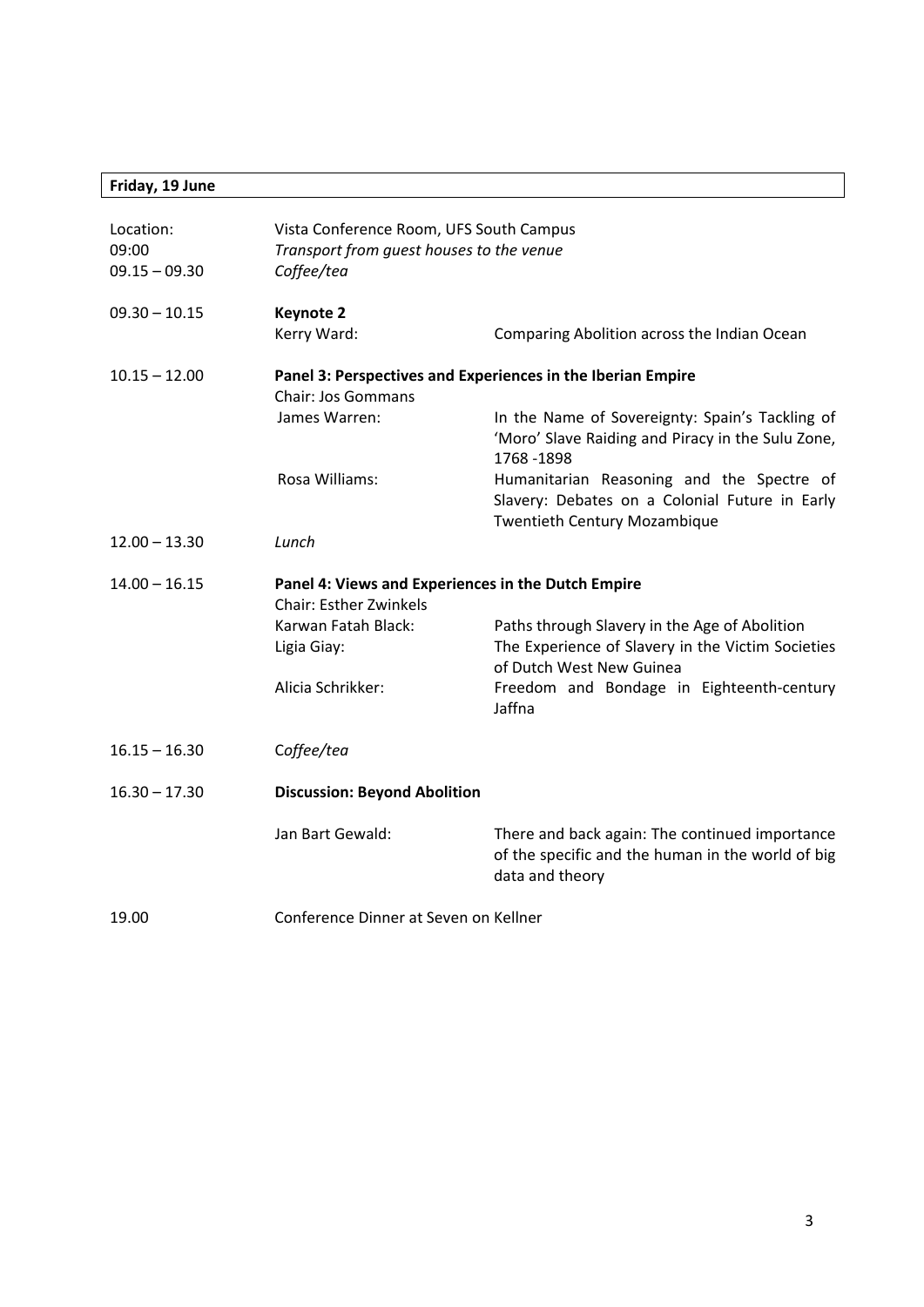**Friday, 19 June**

| | | |
|---|---|---|
| Location: | Vista Conference Room, UFS South Campus | |
| 09:00 | *Transport from guest houses to the venue* | |
| 09.15 – 09.30 | *Coffee/tea* | |
| 09.30 – 10.15 | **Keynote 2** | |
| | Kerry Ward: | Comparing Abolition across the Indian Ocean |
| 10.15 – 12.00 | **Panel 3: Perspectives and Experiences in the Iberian Empire** | |
| | Chair: Jos Gommans | |
| | James Warren: | In the Name of Sovereignty: Spain's Tackling of 'Moro' Slave Raiding and Piracy in the Sulu Zone, 1768 -1898 |
| | Rosa Williams: | Humanitarian Reasoning and the Spectre of Slavery: Debates on a Colonial Future in Early Twentieth Century Mozambique |
| 12.00 – 13.30 | *Lunch* | |
| 14.00 – 16.15 | **Panel 4: Views and Experiences in the Dutch Empire** | |
| | Chair: Esther Zwinkels | |
| | Karwan Fatah Black: | Paths through Slavery in the Age of Abolition |
| | Ligia Giay: | The Experience of Slavery in the Victim Societies of Dutch West New Guinea |
| | Alicia Schrikker: | Freedom and Bondage in Eighteenth-century Jaffna |
| 16.15 – 16.30 | C*offee/tea* | |
| 16.30 – 17.30 | **Discussion: Beyond Abolition** | |
| | Jan Bart Gewald: | There and back again: The continued importance of the specific and the human in the world of big data and theory |
| 19.00 | Conference Dinner at Seven on Kellner | |